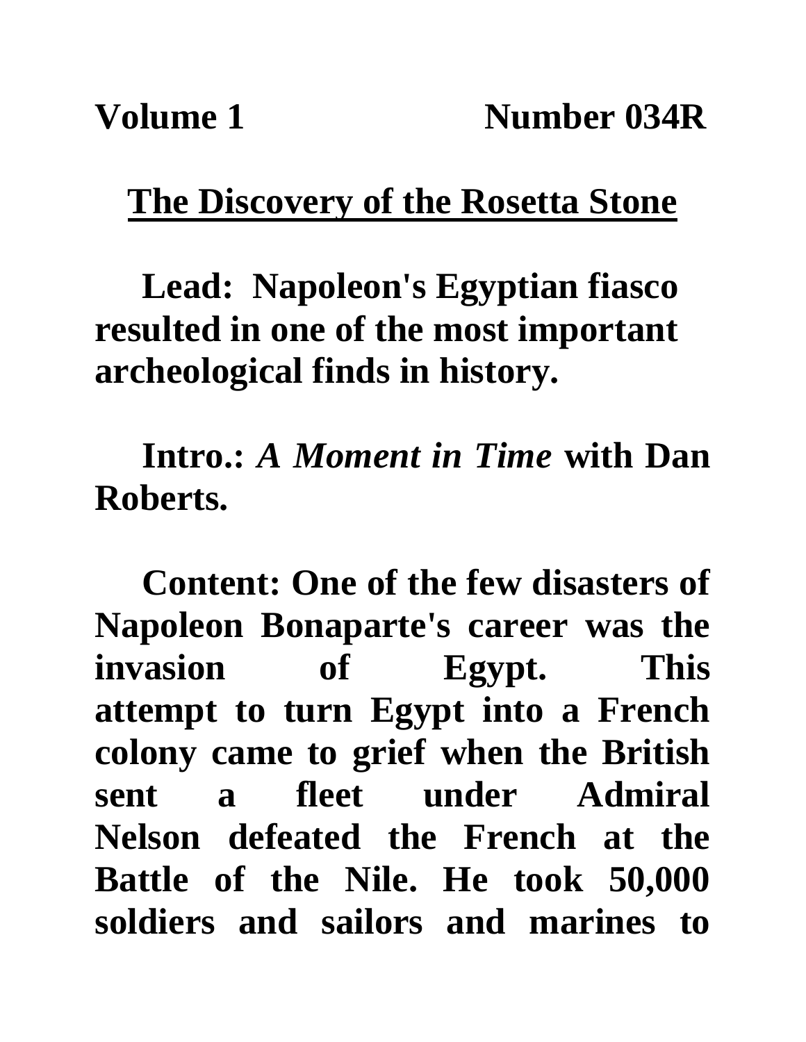**Volume 1 Number 034R**

# The Discovery of the Rosetta Stone

**Lead: Napoleon's Egyptian fiasco resulted in one of the most important archeological finds in history.**

**Intro.:** ***A Moment in Time*** **with Dan Roberts.**

**Content: One of the few disasters of Napoleon Bonaparte's career was the invasion of Egypt. This attempt to turn Egypt into a French colony came to grief when the British sent a fleet under Admiral Nelson defeated the French at the Battle of the Nile. He took 50,000 soldiers and sailors and marines to**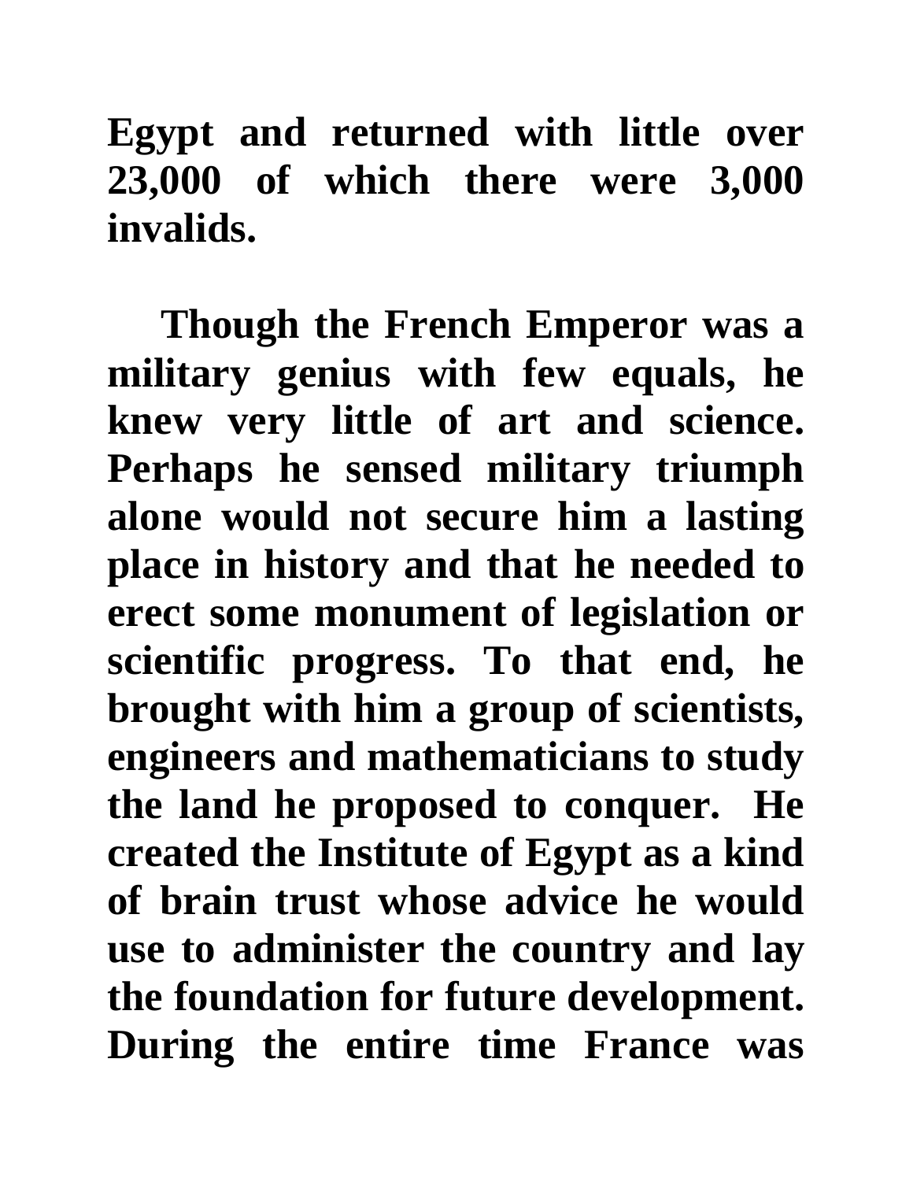**Egypt and returned with little over 23,000 of which there were 3,000 invalids.**

**Though the French Emperor was a military genius with few equals, he knew very little of art and science. Perhaps he sensed military triumph alone would not secure him a lasting place in history and that he needed to erect some monument of legislation or scientific progress. To that end, he brought with him a group of scientists, engineers and mathematicians to study the land he proposed to conquer. He created the Institute of Egypt as a kind of brain trust whose advice he would use to administer the country and lay the foundation for future development. During the entire time France was**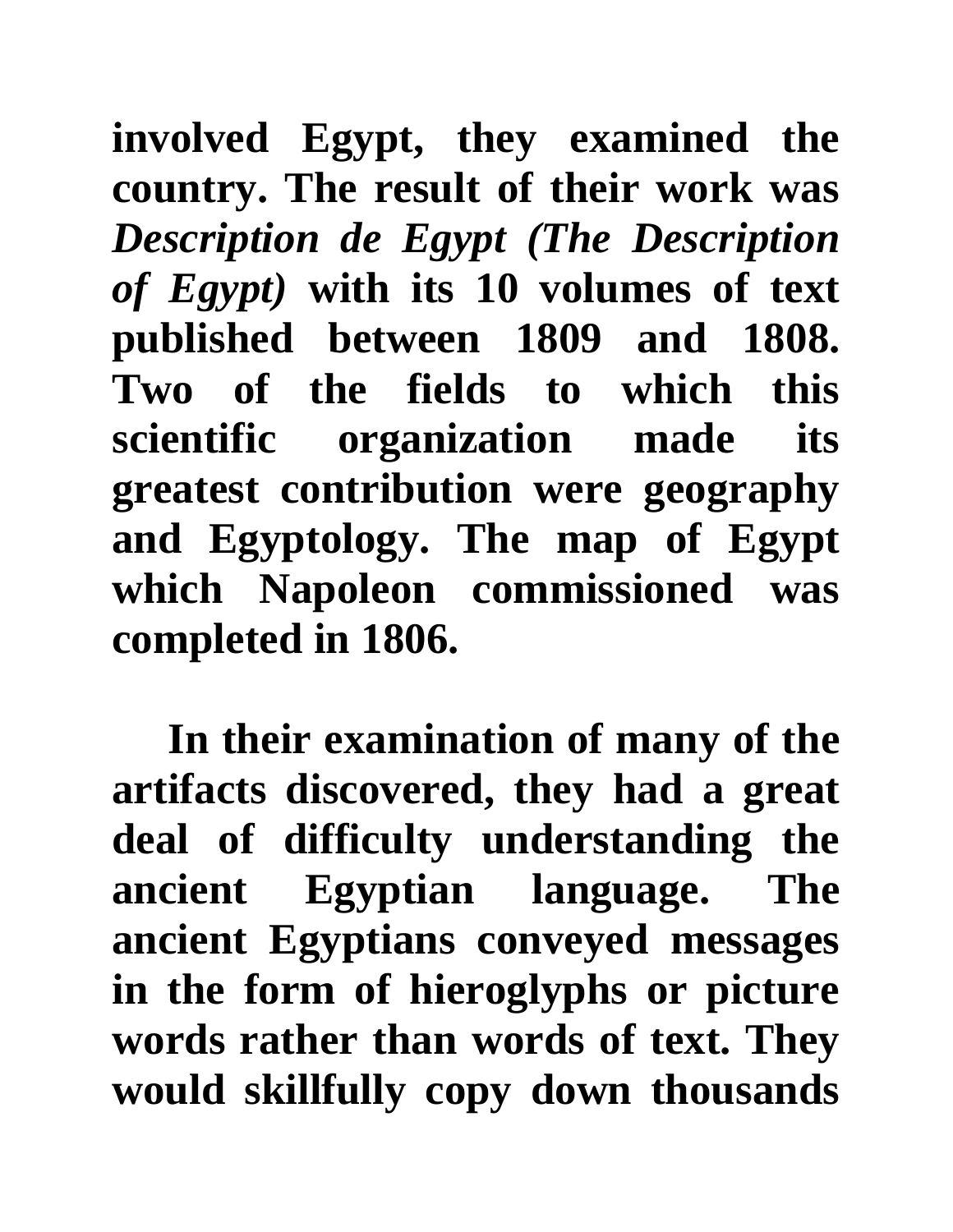**involved Egypt, they examined the country. The result of their work was *Description de Egypt (The Description of Egypt)* with its 10 volumes of text published between 1809 and 1808. Two of the fields to which this scientific organization made its greatest contribution were geography and Egyptology. The map of Egypt which Napoleon commissioned was completed in 1806.**

**In their examination of many of the artifacts discovered, they had a great deal of difficulty understanding the ancient Egyptian language. The ancient Egyptians conveyed messages in the form of hieroglyphs or picture words rather than words of text. They would skillfully copy down thousands**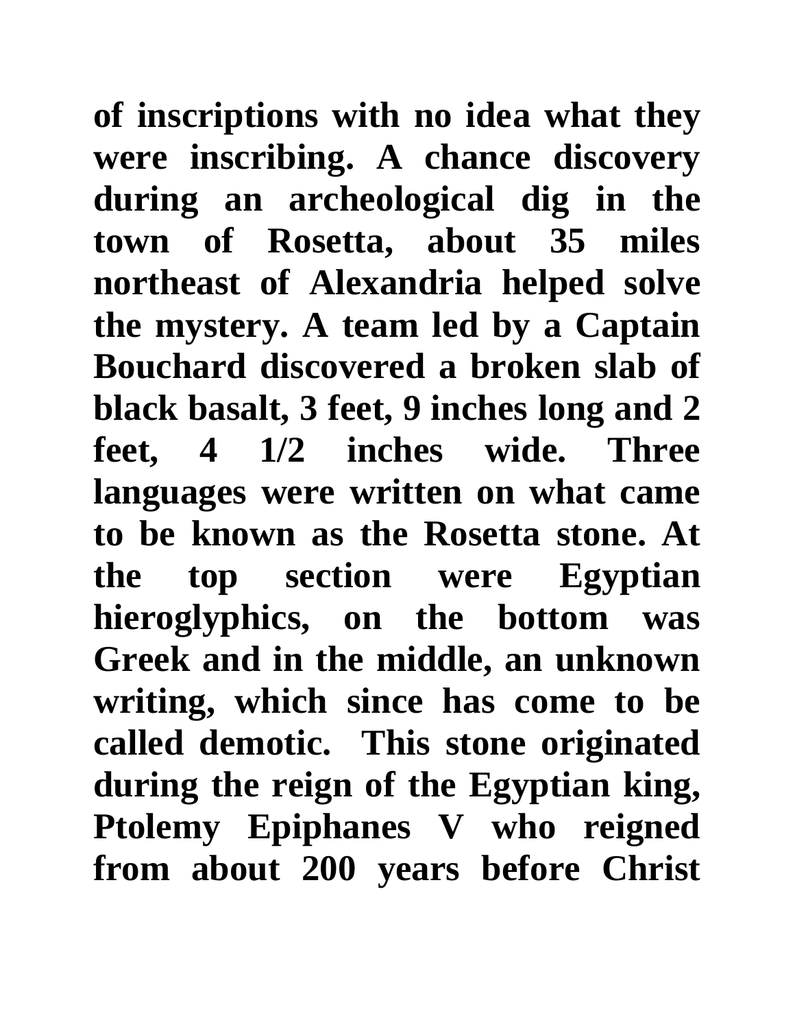of inscriptions with no idea what they were inscribing. A chance discovery during an archeological dig in the town of Rosetta, about 35 miles northeast of Alexandria helped solve the mystery. A team led by a Captain Bouchard discovered a broken slab of black basalt, 3 feet, 9 inches long and 2 feet, 4 1/2 inches wide. Three languages were written on what came to be known as the Rosetta stone. At the top section were Egyptian hieroglyphics, on the bottom was Greek and in the middle, an unknown writing, which since has come to be called demotic. This stone originated during the reign of the Egyptian king, Ptolemy Epiphanes V who reigned from about 200 years before Christ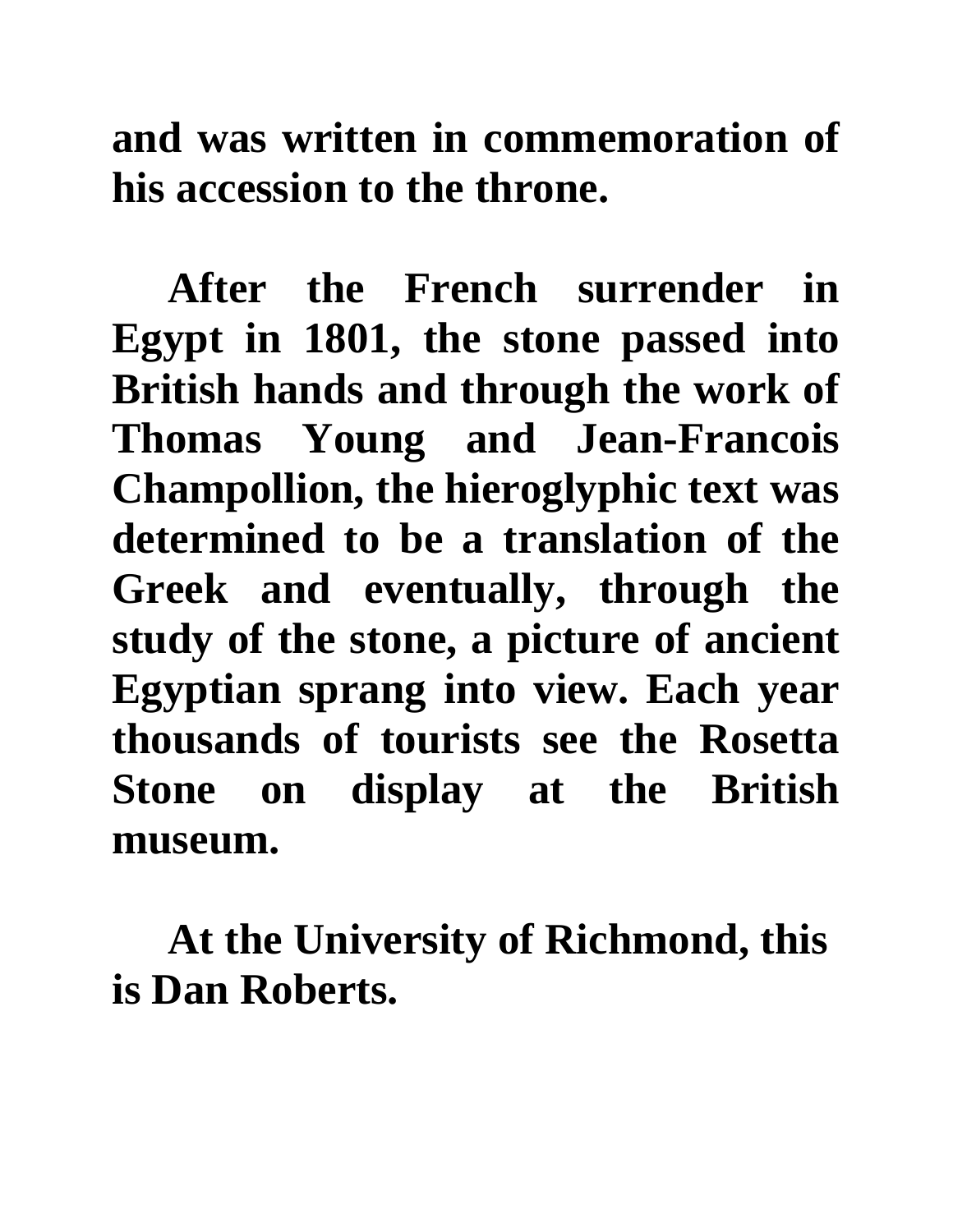**and was written in commemoration of his accession to the throne.**

**After the French surrender in Egypt in 1801, the stone passed into British hands and through the work of Thomas Young and Jean-Francois Champollion, the hieroglyphic text was determined to be a translation of the Greek and eventually, through the study of the stone, a picture of ancient Egyptian sprang into view. Each year thousands of tourists see the Rosetta Stone on display at the British museum.**

**At the University of Richmond, this is Dan Roberts.**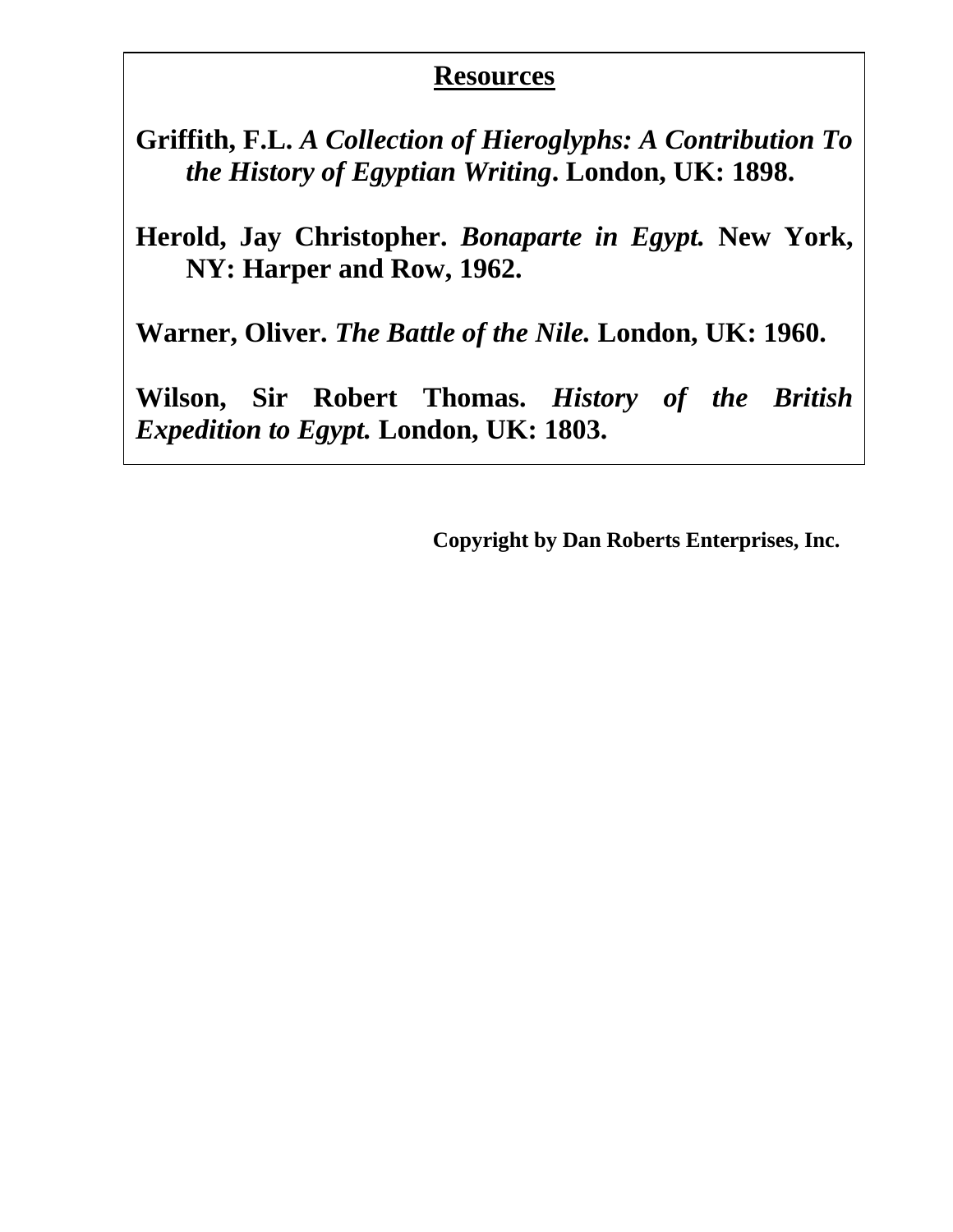## Resources

**Griffith, F.L.** ***A Collection of Hieroglyphs: A Contribution To the History of Egyptian Writing*****. London, UK: 1898.**

**Herold, Jay Christopher.** ***Bonaparte in Egypt.*** **New York, NY: Harper and Row, 1962.**

**Warner, Oliver.** ***The Battle of the Nile.*** **London, UK: 1960.**

**Wilson, Sir Robert Thomas.** ***History of the British Expedition to Egypt.*** **London, UK: 1803.**

**Copyright by Dan Roberts Enterprises, Inc.**